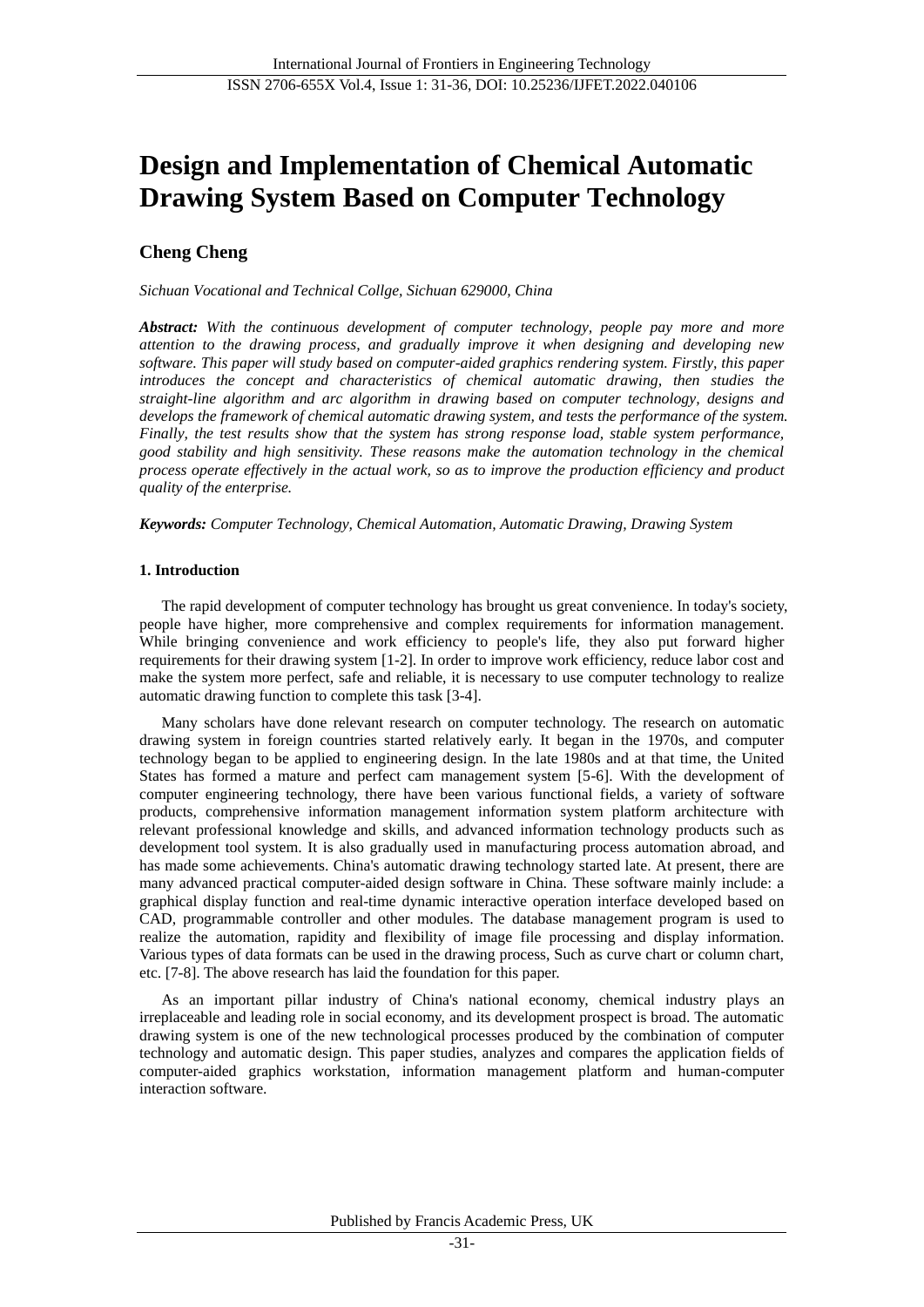# Design and Implementation of Chemical Automatic Drawing System Based on Computer Technology

## Cheng Cheng

*Sichuan Vocational and Technical Collge, Sichuan 629000, China*

***Abstract:*** *With the continuous development of computer technology, people pay more and more attention to the drawing process, and gradually improve it when designing and developing new software. This paper will study based on computer-aided graphics rendering system. Firstly, this paper introduces the concept and characteristics of chemical automatic drawing, then studies the straight-line algorithm and arc algorithm in drawing based on computer technology, designs and develops the framework of chemical automatic drawing system, and tests the performance of the system. Finally, the test results show that the system has strong response load, stable system performance, good stability and high sensitivity. These reasons make the automation technology in the chemical process operate effectively in the actual work, so as to improve the production efficiency and product quality of the enterprise.*

***Keywords:*** *Computer Technology, Chemical Automation, Automatic Drawing, Drawing System*

### 1. Introduction

The rapid development of computer technology has brought us great convenience. In today's society, people have higher, more comprehensive and complex requirements for information management. While bringing convenience and work efficiency to people's life, they also put forward higher requirements for their drawing system [1-2]. In order to improve work efficiency, reduce labor cost and make the system more perfect, safe and reliable, it is necessary to use computer technology to realize automatic drawing function to complete this task [3-4].

Many scholars have done relevant research on computer technology. The research on automatic drawing system in foreign countries started relatively early. It began in the 1970s, and computer technology began to be applied to engineering design. In the late 1980s and at that time, the United States has formed a mature and perfect cam management system [5-6]. With the development of computer engineering technology, there have been various functional fields, a variety of software products, comprehensive information management information system platform architecture with relevant professional knowledge and skills, and advanced information technology products such as development tool system. It is also gradually used in manufacturing process automation abroad, and has made some achievements. China's automatic drawing technology started late. At present, there are many advanced practical computer-aided design software in China. These software mainly include: a graphical display function and real-time dynamic interactive operation interface developed based on CAD, programmable controller and other modules. The database management program is used to realize the automation, rapidity and flexibility of image file processing and display information. Various types of data formats can be used in the drawing process, Such as curve chart or column chart, etc. [7-8]. The above research has laid the foundation for this paper.

As an important pillar industry of China's national economy, chemical industry plays an irreplaceable and leading role in social economy, and its development prospect is broad. The automatic drawing system is one of the new technological processes produced by the combination of computer technology and automatic design. This paper studies, analyzes and compares the application fields of computer-aided graphics workstation, information management platform and human-computer interaction software.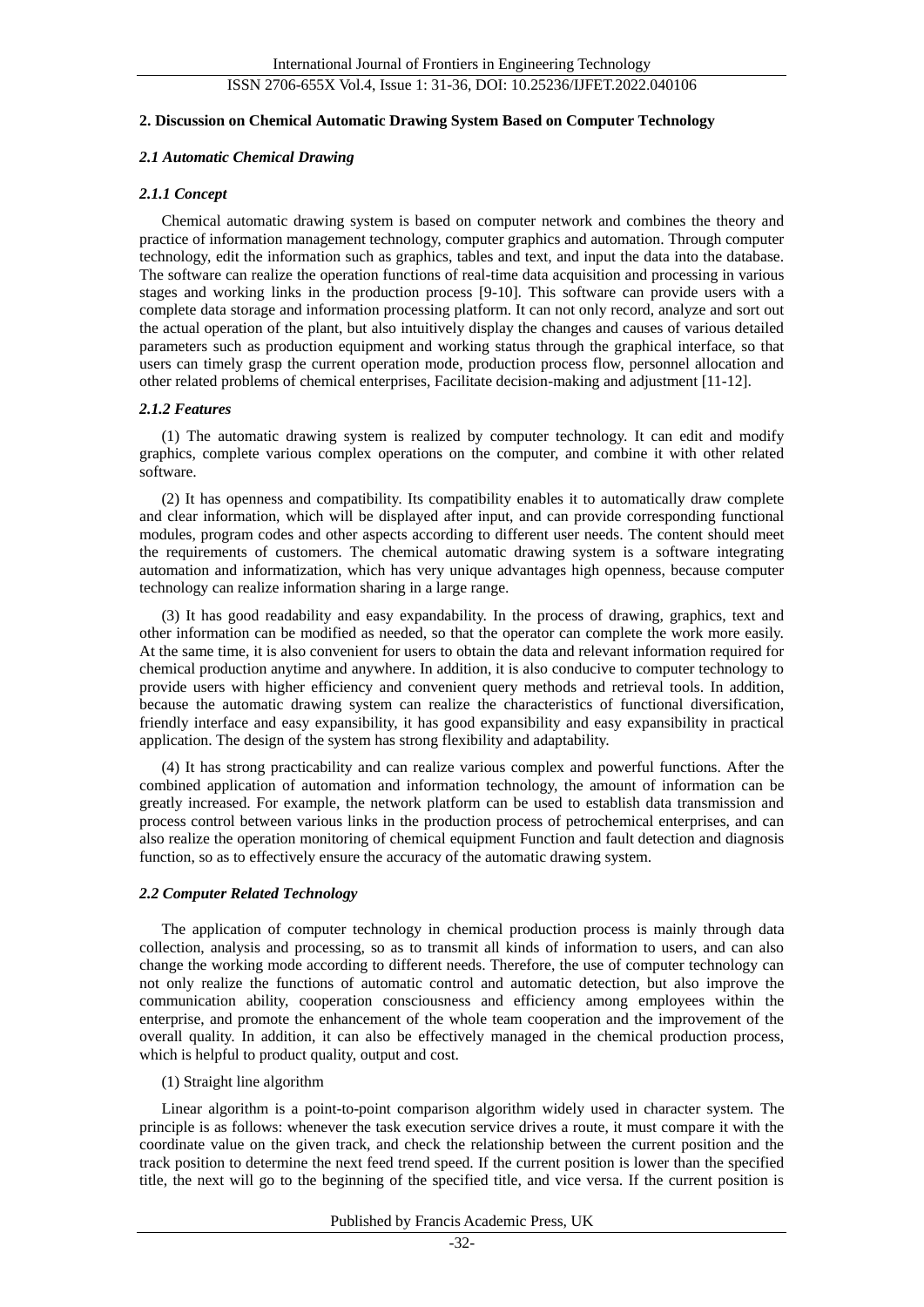## 2. Discussion on Chemical Automatic Drawing System Based on Computer Technology

### *2.1 Automatic Chemical Drawing*

#### *2.1.1 Concept*

Chemical automatic drawing system is based on computer network and combines the theory and practice of information management technology, computer graphics and automation. Through computer technology, edit the information such as graphics, tables and text, and input the data into the database. The software can realize the operation functions of real-time data acquisition and processing in various stages and working links in the production process [9-10]. This software can provide users with a complete data storage and information processing platform. It can not only record, analyze and sort out the actual operation of the plant, but also intuitively display the changes and causes of various detailed parameters such as production equipment and working status through the graphical interface, so that users can timely grasp the current operation mode, production process flow, personnel allocation and other related problems of chemical enterprises, Facilitate decision-making and adjustment [11-12].

#### *2.1.2 Features*

(1) The automatic drawing system is realized by computer technology. It can edit and modify graphics, complete various complex operations on the computer, and combine it with other related software.

(2) It has openness and compatibility. Its compatibility enables it to automatically draw complete and clear information, which will be displayed after input, and can provide corresponding functional modules, program codes and other aspects according to different user needs. The content should meet the requirements of customers. The chemical automatic drawing system is a software integrating automation and informatization, which has very unique advantages high openness, because computer technology can realize information sharing in a large range.

(3) It has good readability and easy expandability. In the process of drawing, graphics, text and other information can be modified as needed, so that the operator can complete the work more easily. At the same time, it is also convenient for users to obtain the data and relevant information required for chemical production anytime and anywhere. In addition, it is also conducive to computer technology to provide users with higher efficiency and convenient query methods and retrieval tools. In addition, because the automatic drawing system can realize the characteristics of functional diversification, friendly interface and easy expansibility, it has good expansibility and easy expansibility in practical application. The design of the system has strong flexibility and adaptability.

(4) It has strong practicability and can realize various complex and powerful functions. After the combined application of automation and information technology, the amount of information can be greatly increased. For example, the network platform can be used to establish data transmission and process control between various links in the production process of petrochemical enterprises, and can also realize the operation monitoring of chemical equipment Function and fault detection and diagnosis function, so as to effectively ensure the accuracy of the automatic drawing system.

### *2.2 Computer Related Technology*

The application of computer technology in chemical production process is mainly through data collection, analysis and processing, so as to transmit all kinds of information to users, and can also change the working mode according to different needs. Therefore, the use of computer technology can not only realize the functions of automatic control and automatic detection, but also improve the communication ability, cooperation consciousness and efficiency among employees within the enterprise, and promote the enhancement of the whole team cooperation and the improvement of the overall quality. In addition, it can also be effectively managed in the chemical production process, which is helpful to product quality, output and cost.

(1) Straight line algorithm

Linear algorithm is a point-to-point comparison algorithm widely used in character system. The principle is as follows: whenever the task execution service drives a route, it must compare it with the coordinate value on the given track, and check the relationship between the current position and the track position to determine the next feed trend speed. If the current position is lower than the specified title, the next will go to the beginning of the specified title, and vice versa. If the current position is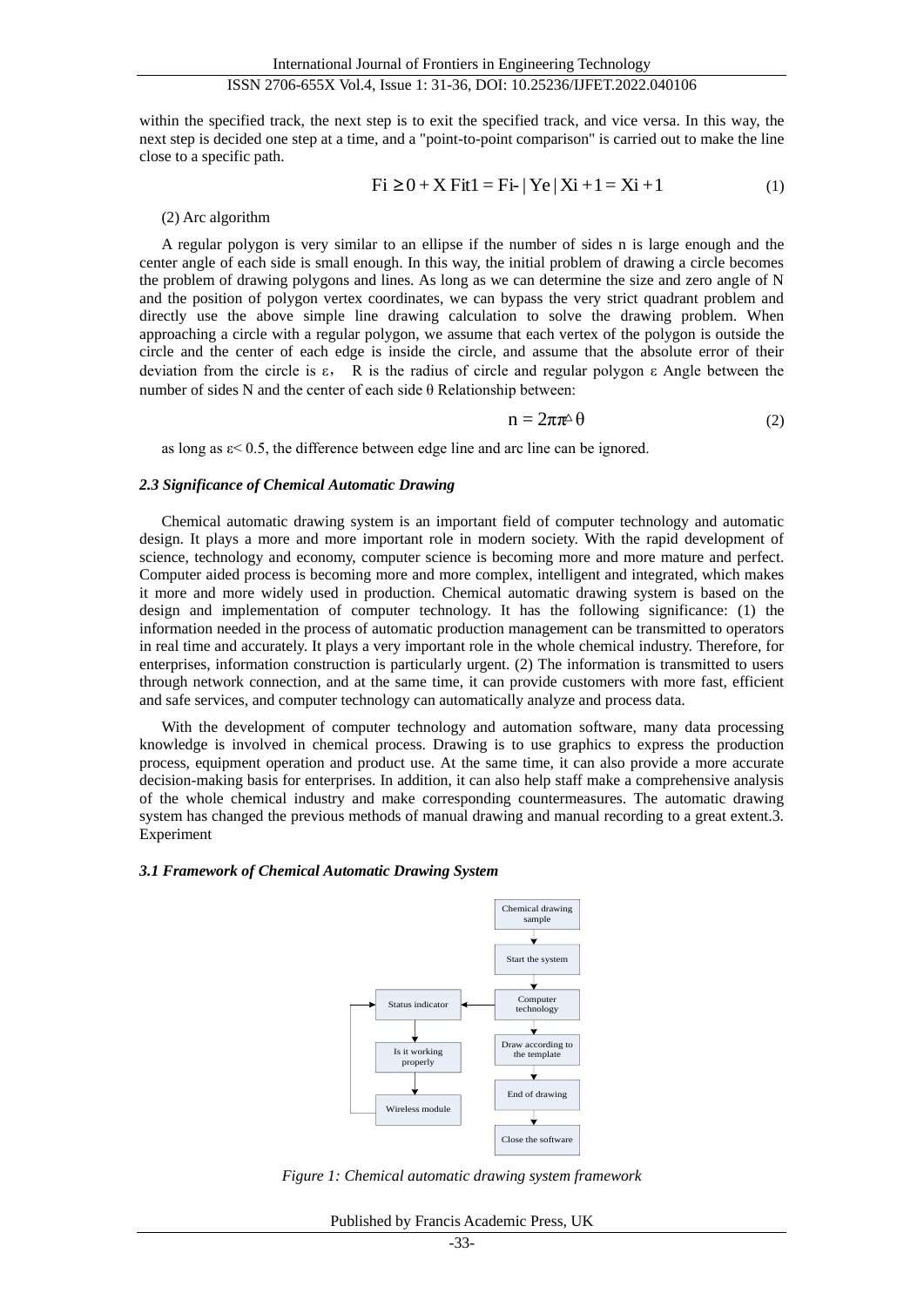within the specified track, the next step is to exit the specified track, and vice versa. In this way, the next step is decided one step at a time, and a "point-to-point comparison" is carried out to make the line close to a specific path.

$$Fi \geq 0 + X\ Fit1 = Fi- | Ye | Xi + 1 = Xi + 1 \tag{1}$$

(2) Arc algorithm

A regular polygon is very similar to an ellipse if the number of sides n is large enough and the center angle of each side is small enough. In this way, the initial problem of drawing a circle becomes the problem of drawing polygons and lines. As long as we can determine the size and zero angle of N and the position of polygon vertex coordinates, we can bypass the very strict quadrant problem and directly use the above simple line drawing calculation to solve the drawing problem. When approaching a circle with a regular polygon, we assume that each vertex of the polygon is outside the circle and the center of each edge is inside the circle, and assume that the absolute error of their deviation from the circle is ε， R is the radius of circle and regular polygon ε Angle between the number of sides N and the center of each side θ Relationship between:

$$n = 2\pi\pi^{\vartriangle}\theta \tag{2}$$

as long as ε< 0.5, the difference between edge line and arc line can be ignored.

### *2.3 Significance of Chemical Automatic Drawing*

Chemical automatic drawing system is an important field of computer technology and automatic design. It plays a more and more important role in modern society. With the rapid development of science, technology and economy, computer science is becoming more and more mature and perfect. Computer aided process is becoming more and more complex, intelligent and integrated, which makes it more and more widely used in production. Chemical automatic drawing system is based on the design and implementation of computer technology. It has the following significance: (1) the information needed in the process of automatic production management can be transmitted to operators in real time and accurately. It plays a very important role in the whole chemical industry. Therefore, for enterprises, information construction is particularly urgent. (2) The information is transmitted to users through network connection, and at the same time, it can provide customers with more fast, efficient and safe services, and computer technology can automatically analyze and process data.

With the development of computer technology and automation software, many data processing knowledge is involved in chemical process. Drawing is to use graphics to express the production process, equipment operation and product use. At the same time, it can also provide a more accurate decision-making basis for enterprises. In addition, it can also help staff make a comprehensive analysis of the whole chemical industry and make corresponding countermeasures. The automatic drawing system has changed the previous methods of manual drawing and manual recording to a great extent.3. Experiment

### *3.1 Framework of Chemical Automatic Drawing System*

*Figure 1: Chemical automatic drawing system framework*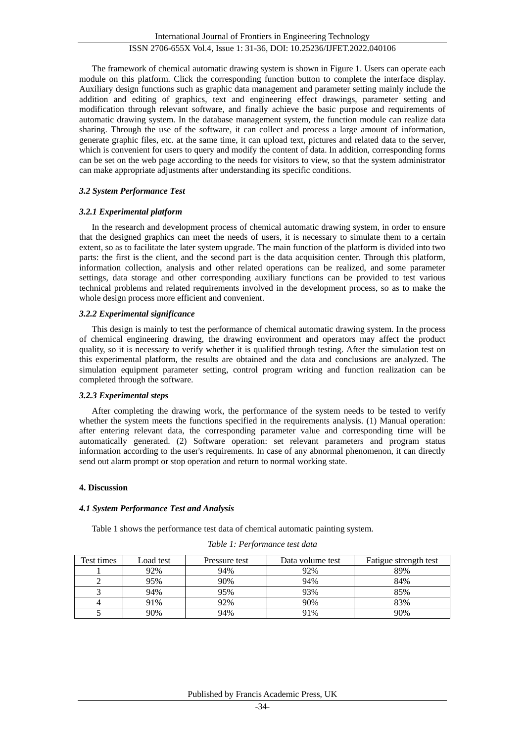The framework of chemical automatic drawing system is shown in Figure 1. Users can operate each module on this platform. Click the corresponding function button to complete the interface display. Auxiliary design functions such as graphic data management and parameter setting mainly include the addition and editing of graphics, text and engineering effect drawings, parameter setting and modification through relevant software, and finally achieve the basic purpose and requirements of automatic drawing system. In the database management system, the function module can realize data sharing. Through the use of the software, it can collect and process a large amount of information, generate graphic files, etc. at the same time, it can upload text, pictures and related data to the server, which is convenient for users to query and modify the content of data. In addition, corresponding forms can be set on the web page according to the needs for visitors to view, so that the system administrator can make appropriate adjustments after understanding its specific conditions.

### *3.2 System Performance Test*

#### *3.2.1 Experimental platform*

In the research and development process of chemical automatic drawing system, in order to ensure that the designed graphics can meet the needs of users, it is necessary to simulate them to a certain extent, so as to facilitate the later system upgrade. The main function of the platform is divided into two parts: the first is the client, and the second part is the data acquisition center. Through this platform, information collection, analysis and other related operations can be realized, and some parameter settings, data storage and other corresponding auxiliary functions can be provided to test various technical problems and related requirements involved in the development process, so as to make the whole design process more efficient and convenient.

#### *3.2.2 Experimental significance*

This design is mainly to test the performance of chemical automatic drawing system. In the process of chemical engineering drawing, the drawing environment and operators may affect the product quality, so it is necessary to verify whether it is qualified through testing. After the simulation test on this experimental platform, the results are obtained and the data and conclusions are analyzed. The simulation equipment parameter setting, control program writing and function realization can be completed through the software.

#### *3.2.3 Experimental steps*

After completing the drawing work, the performance of the system needs to be tested to verify whether the system meets the functions specified in the requirements analysis. (1) Manual operation: after entering relevant data, the corresponding parameter value and corresponding time will be automatically generated. (2) Software operation: set relevant parameters and program status information according to the user's requirements. In case of any abnormal phenomenon, it can directly send out alarm prompt or stop operation and return to normal working state.

## **4. Discussion**

### *4.1 System Performance Test and Analysis*

Table 1 shows the performance test data of chemical automatic painting system.

*Table 1: Performance test data*

| Test times | Load test | Pressure test | Data volume test | Fatigue strength test |
|---|---|---|---|---|
| 1 | 92% | 94% | 92% | 89% |
| 2 | 95% | 90% | 94% | 84% |
| 3 | 94% | 95% | 93% | 85% |
| 4 | 91% | 92% | 90% | 83% |
| 5 | 90% | 94% | 91% | 90% |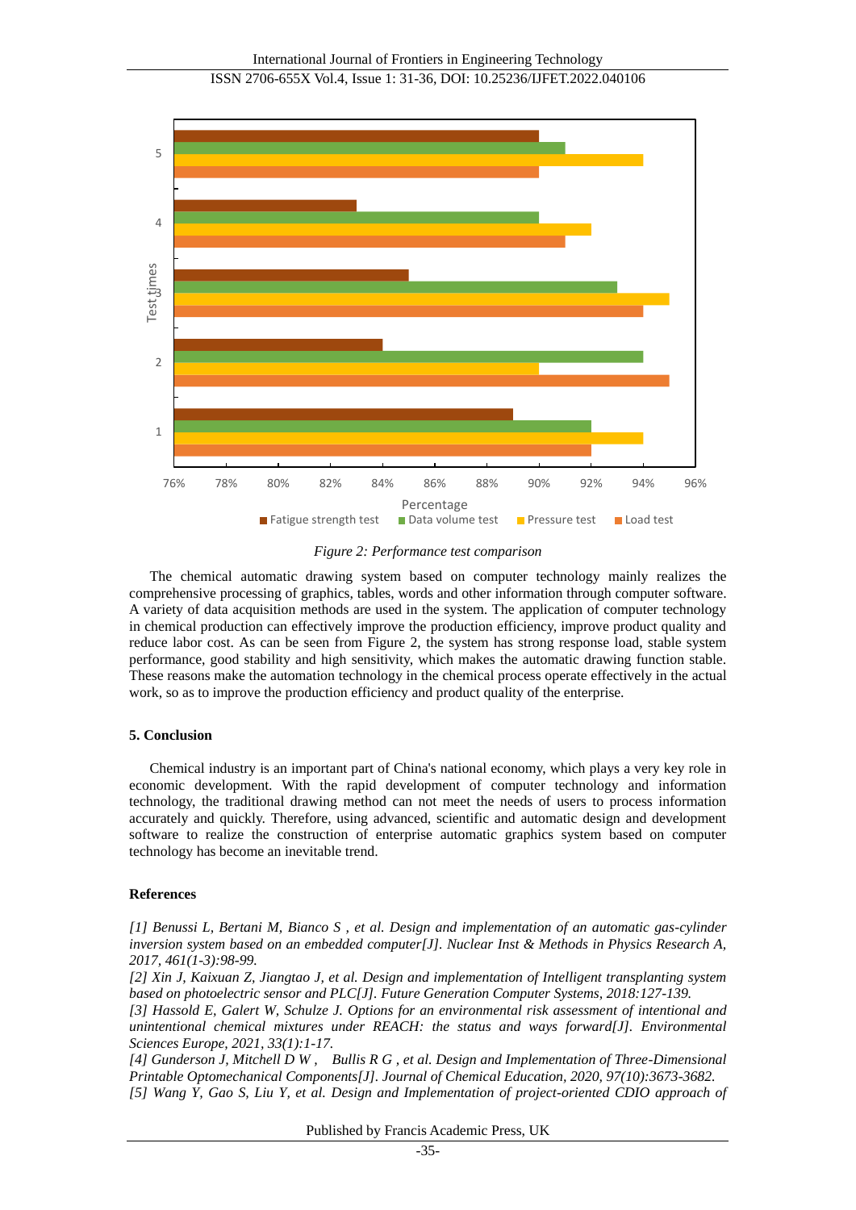*Figure 2: Performance test comparison*

The chemical automatic drawing system based on computer technology mainly realizes the comprehensive processing of graphics, tables, words and other information through computer software. A variety of data acquisition methods are used in the system. The application of computer technology in chemical production can effectively improve the production efficiency, improve product quality and reduce labor cost. As can be seen from Figure 2, the system has strong response load, stable system performance, good stability and high sensitivity, which makes the automatic drawing function stable. These reasons make the automation technology in the chemical process operate effectively in the actual work, so as to improve the production efficiency and product quality of the enterprise.

## 5. Conclusion

Chemical industry is an important part of China's national economy, which plays a very key role in economic development. With the rapid development of computer technology and information technology, the traditional drawing method can not meet the needs of users to process information accurately and quickly. Therefore, using advanced, scientific and automatic design and development software to realize the construction of enterprise automatic graphics system based on computer technology has become an inevitable trend.

## References

*[1] Benussi L, Bertani M, Bianco S , et al. Design and implementation of an automatic gas-cylinder inversion system based on an embedded computer[J]. Nuclear Inst & Methods in Physics Research A, 2017, 461(1-3):98-99.*

*[2] Xin J, Kaixuan Z, Jiangtao J, et al. Design and implementation of Intelligent transplanting system based on photoelectric sensor and PLC[J]. Future Generation Computer Systems, 2018:127-139.*

*[3] Hassold E, Galert W, Schulze J. Options for an environmental risk assessment of intentional and unintentional chemical mixtures under REACH: the status and ways forward[J]. Environmental Sciences Europe, 2021, 33(1):1-17.*

*[4] Gunderson J, Mitchell D W , Bullis R G , et al. Design and Implementation of Three-Dimensional Printable Optomechanical Components[J]. Journal of Chemical Education, 2020, 97(10):3673-3682.*

*[5] Wang Y, Gao S, Liu Y, et al. Design and Implementation of project-oriented CDIO approach of*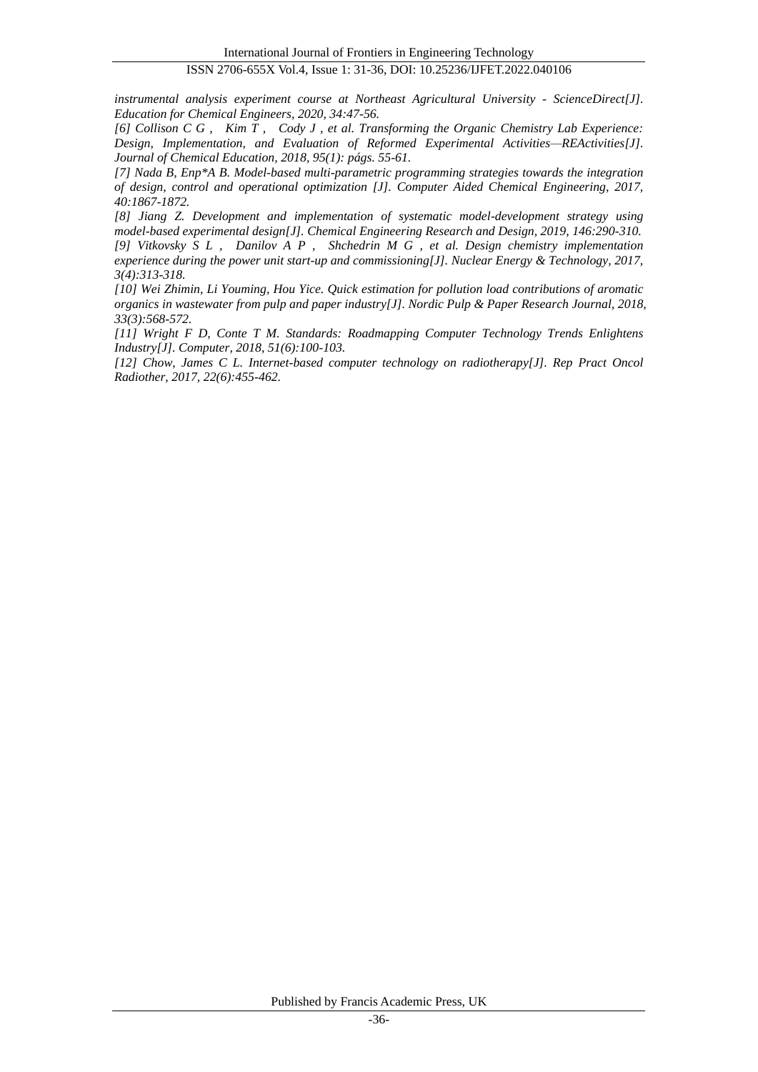*instrumental analysis experiment course at Northeast Agricultural University - ScienceDirect[J]. Education for Chemical Engineers, 2020, 34:47-56.*

*[6] Collison C G , Kim T , Cody J , et al. Transforming the Organic Chemistry Lab Experience: Design, Implementation, and Evaluation of Reformed Experimental Activities—REActivities[J]. Journal of Chemical Education, 2018, 95(1): págs. 55-61.*

*[7] Nada B, Enp*A B. Model-based multi-parametric programming strategies towards the integration of design, control and operational optimization [J]. Computer Aided Chemical Engineering, 2017, 40:1867-1872.*

*[8] Jiang Z. Development and implementation of systematic model-development strategy using model-based experimental design[J]. Chemical Engineering Research and Design, 2019, 146:290-310.*

*[9] Vitkovsky S L , Danilov A P , Shchedrin M G , et al. Design chemistry implementation experience during the power unit start-up and commissioning[J]. Nuclear Energy & Technology, 2017, 3(4):313-318.*

*[10] Wei Zhimin, Li Youming, Hou Yice. Quick estimation for pollution load contributions of aromatic organics in wastewater from pulp and paper industry[J]. Nordic Pulp & Paper Research Journal, 2018, 33(3):568-572.*

*[11] Wright F D, Conte T M. Standards: Roadmapping Computer Technology Trends Enlightens Industry[J]. Computer, 2018, 51(6):100-103.*

*[12] Chow, James C L. Internet-based computer technology on radiotherapy[J]. Rep Pract Oncol Radiother, 2017, 22(6):455-462.*